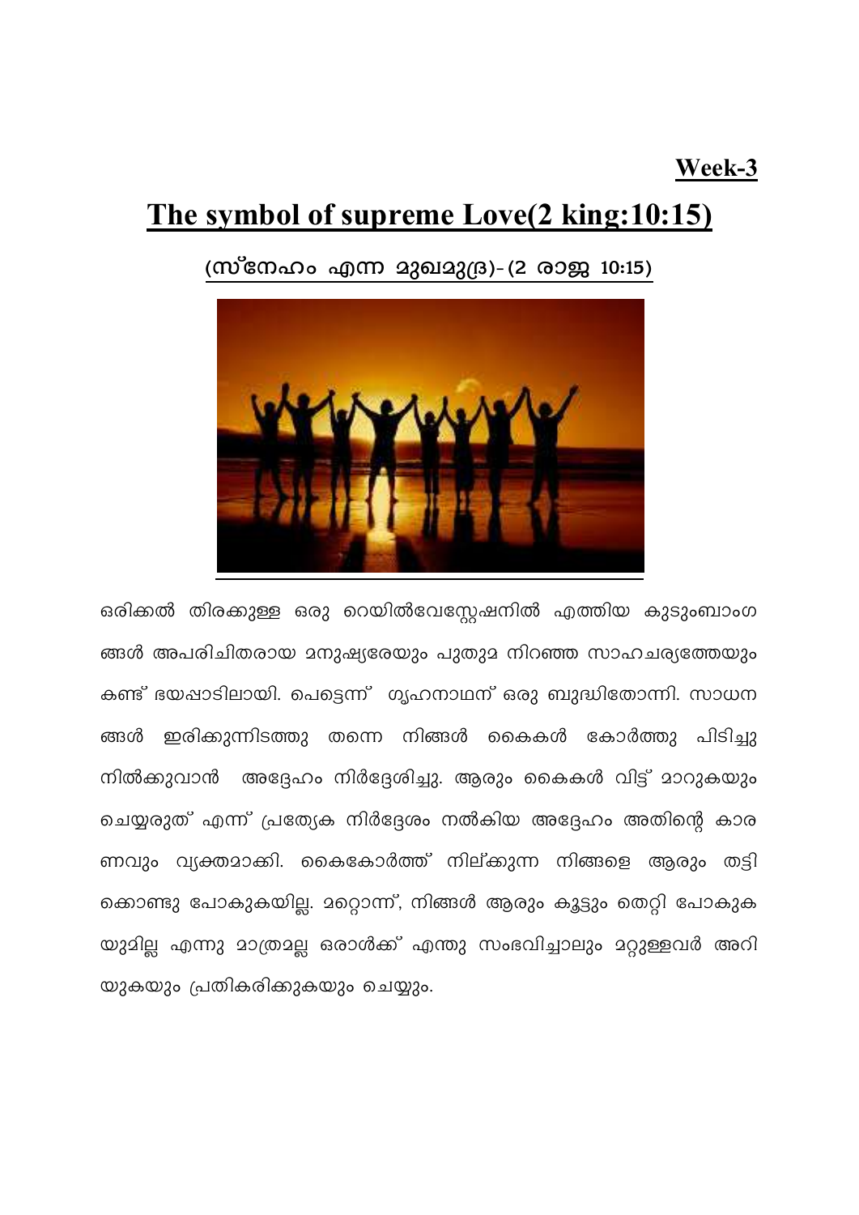**Week-3**

# The symbol of supreme Love(2 king:10:15)

## (സ്നേഹം എന്ന മുഖമുദ്ര)-(2 രാജ 10:15)

ഒരിക്കൽ തിരക്കുള്ള ഒരു റെയിൽവേസ്റ്റേഷനിൽ എത്തിയ കുടുംബാംഗങ്ങൾ അപരിചിതരായ മനുഷ്യരേയും പുതുമ നിറഞ്ഞ സാഹചര്യത്തേയും കണ്ട് ഭയപ്പാടിലായി. പെട്ടെന്ന് ഗൃഹനാഥന് ഒരു ബുദ്ധിതോന്നി. സാധനങ്ങൾ ഇരിക്കുന്നിടത്തു തന്നെ നിങ്ങൾ കൈകൾ കോർത്തു പിടിച്ചു നിൽക്കുവാൻ അദ്ദേഹം നിർദ്ദേശിച്ചു. ആരും കൈകൾ വിട്ട് മാറുകയും ചെയ്യരുത് എന്ന് പ്രത്യേക നിർദ്ദേശം നൽകിയ അദ്ദേഹം അതിന്റെ കാരണവും വ്യക്തമാക്കി. കൈകോർത്ത് നില്ക്കുന്ന നിങ്ങളെ ആരും തട്ടിക്കൊണ്ടു പോകുകയില്ല. മറ്റൊന്ന്, നിങ്ങൾ ആരും കൂട്ടും തെറ്റി പോകുകയുമില്ല എന്നു മാത്രമല്ല ഒരാൾക്ക് എന്തു സംഭവിച്ചാലും മറ്റുള്ളവർ അറിയുകയും പ്രതികരിക്കുകയും ചെയ്യും.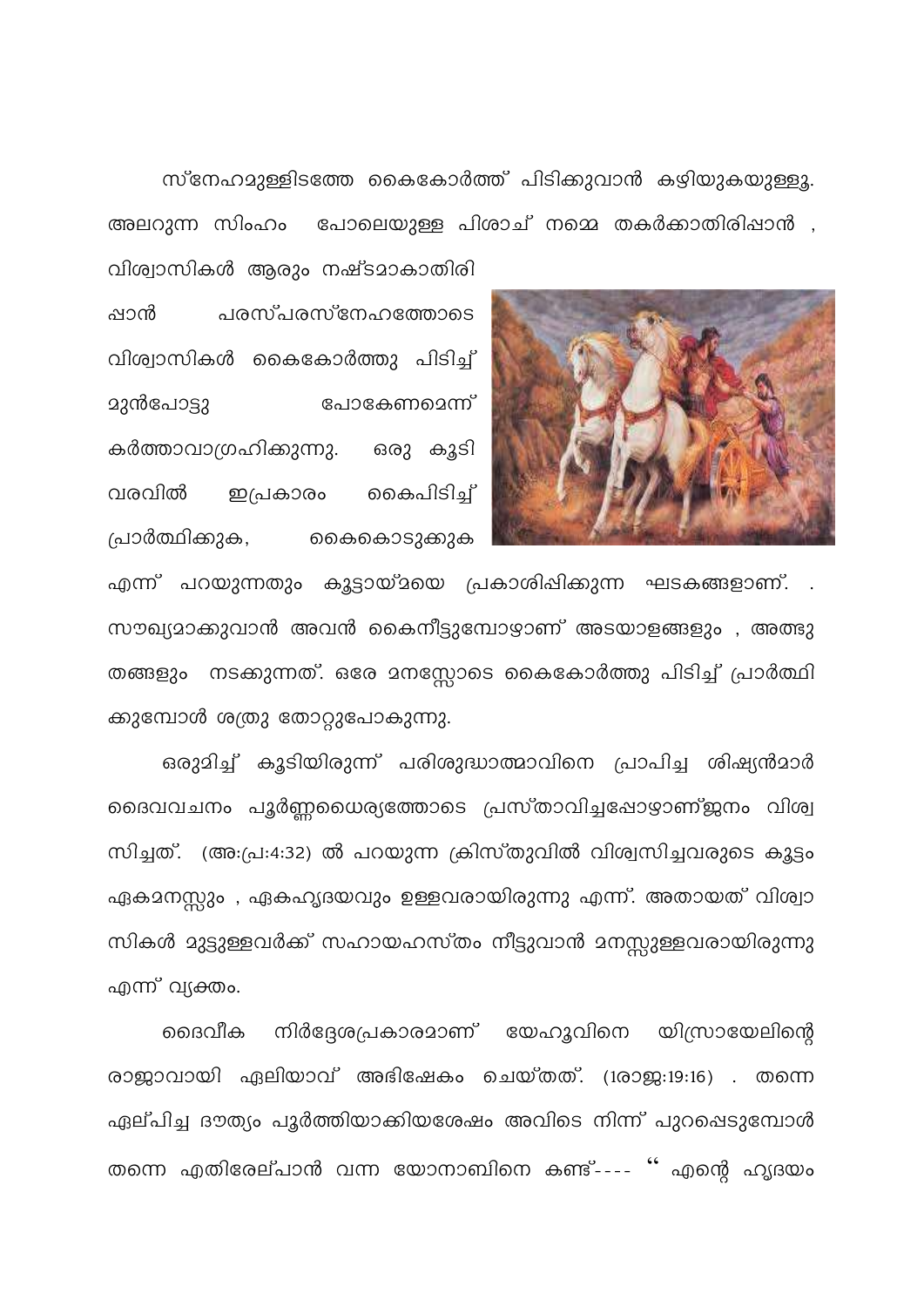സ്നേഹമുള്ളിടത്തേ കൈകോർത്ത് പിടിക്കുവാൻ കഴിയുകയുള്ളൂ. അലറുന്ന സിംഹം പോലെയുള്ള പിശാച് നമ്മെ തകർക്കാതിരിപ്പാൻ , വിശ്വാസികൾ ആരും നഷ്ടമാകാതിരിപ്പാൻ പരസ്പരസ്നേഹത്തോടെ വിശ്വാസികൾ കൈകോർത്തു പിടിച്ച് മുൻപോട്ടു പോകേണമെന്ന് കർത്താവാഗ്രഹിക്കുന്നു. ഒരു കൂടി വരവിൽ ഇപ്രകാരം കൈപിടിച്ച് പ്രാർത്ഥിക്കുക, കൈകൊടുക്കുക എന്ന് പറയുന്നതും കൂട്ടായ്മയെ പ്രകാശിപ്പിക്കുന്ന ഘടകങ്ങളാണ്. . സൗഖ്യമാക്കുവാൻ അവൻ കൈനീട്ടുമ്പോഴാണ് അടയാളങ്ങളും , അത്ഭുതങ്ങളും നടക്കുന്നത്. ഒരേ മനസ്സോടെ കൈകോർത്തു പിടിച്ച് പ്രാർത്ഥിക്കുമ്പോൾ ശത്രു തോറ്റുപോകുന്നു.

ഒരുമിച്ച് കൂടിയിരുന്ന് പരിശുദ്ധാത്മാവിനെ പ്രാപിച്ച ശിഷ്യൻമാർ ദൈവവചനം പൂർണ്ണധൈര്യത്തോടെ പ്രസ്താവിച്ചപ്പോഴാണ്ജനം വിശ്വസിച്ചത്. (അ:പ്ര:4:32) ൽ പറയുന്ന ക്രിസ്തുവിൽ വിശ്വസിച്ചവരുടെ കൂട്ടം ഏകമനസ്സും , ഏകഹൃദയവും ഉള്ളവരായിരുന്നു എന്ന്. അതായത് വിശ്വാസികൾ മുട്ടുള്ളവർക്ക് സഹായഹസ്തം നീട്ടുവാൻ മനസ്സുള്ളവരായിരുന്നു എന്ന് വ്യക്തം.

ദൈവീക നിർദ്ദേശപ്രകാരമാണ് യേഹൂവിനെ യിസ്രായേലിന്റെ രാജാവായി ഏലിയാവ് അഭിഷേകം ചെയ്തത്. (1രാജ:19:16) . തന്നെ ഏല്പിച്ച ദൗത്യം പൂർത്തിയാക്കിയശേഷം അവിടെ നിന്ന് പുറപ്പെടുമ്പോൾ തന്നെ എതിരേല്പാൻ വന്ന യോനാബിനെ കണ്ട്---- " എന്റെ ഹൃദയം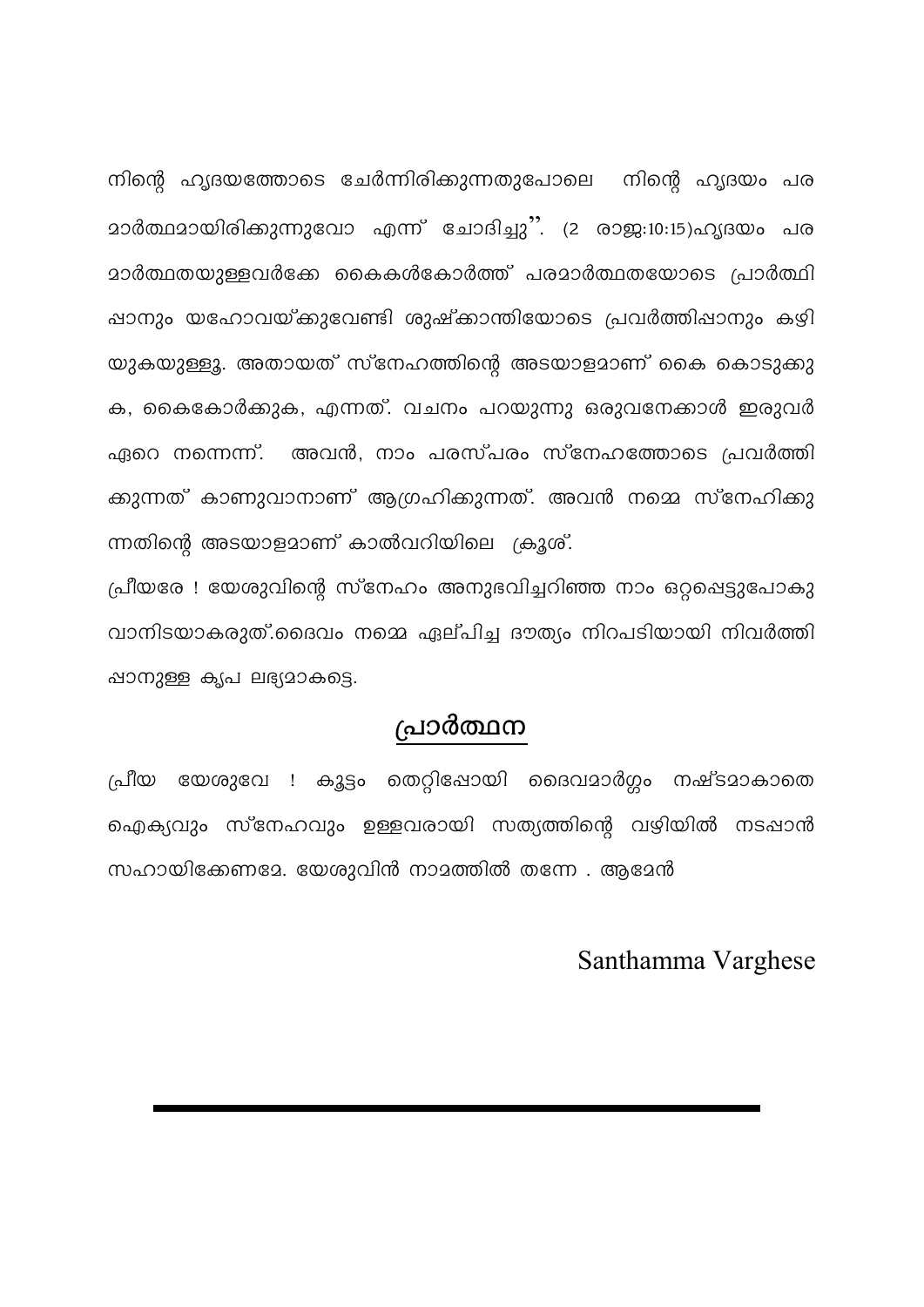നിന്റെ ഹൃദയത്തോടെ ചേർന്നിരിക്കുന്നതുപോലെ  നിന്റെ ഹൃദയം പരമാർത്ഥമായിരിക്കുന്നുവോ എന്ന് ചോദിച്ചു". (2 രാജ:10:15)ഹൃദയം പരമാർത്ഥതയുള്ളവർക്കേ കൈകൾകോർത്ത് പരമാർത്ഥതയോടെ പ്രാർത്ഥിഷാനും യഹോവയ്ക്കുവേണ്ടി ശുഷ്ക്കാന്തിയോടെ പ്രവർത്തിഷാനും കഴിയുകയുള്ളൂ. അതായത് സ്നേഹത്തിന്റെ അടയാളമാണ് കൈ കൊടുക്കുക, കൈകോർക്കുക, എന്നത്. വചനം പറയുന്നു ഒരുവനേക്കാൾ ഇരുവർ ഏറെ നന്നെന്ന്.  അവൻ, നാം പരസ്പരം സ്നേഹത്തോടെ പ്രവർത്തിക്കുന്നത് കാണുവാനാണ് ആഗ്രഹിക്കുന്നത്. അവൻ നമ്മെ സ്നേഹിക്കുന്നതിന്റെ അടയാളമാണ് കാൽവറിയിലെ  ക്രൂശ്.

പ്രീയരേ ! യേശുവിന്റെ സ്നേഹം അനുഭവിച്ചറിഞ്ഞ നാം ഒറ്റപ്പെട്ടുപോകുവാനിടയാകരുത്.ദൈവം നമ്മെ ഏല്പിച്ച ദൗത്യം നിറപടിയായി നിവർത്തിഷാനുള്ള കൃപ ലഭ്യമാകട്ടെ.

## പ്രാർത്ഥന

പ്രീയ യേശുവേ ! കൂട്ടം തെറ്റിപ്പോയി ദൈവമാർഗ്ഗം നഷ്ടമാകാതെ ഐക്യവും സ്നേഹവും ഉള്ളവരായി സത്യത്തിന്റെ വഴിയിൽ നടപ്പാൻ സഹായിക്കേണമേ. യേശുവിൻ നാമത്തിൽ തന്നേ . ആമേൻ

Santhamma Varghese